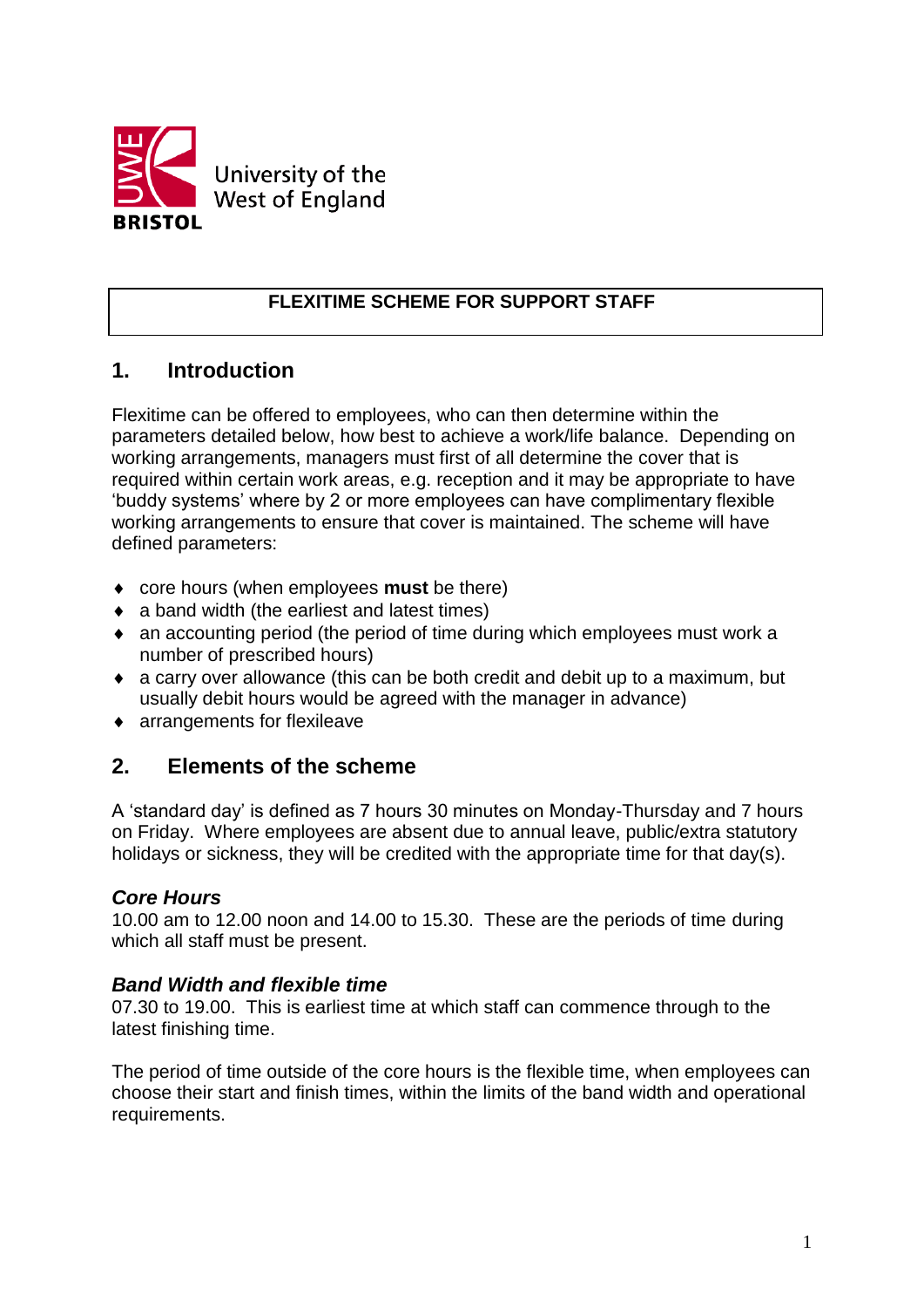University of the West of England

BRISTOL

**FLEXITIME SCHEME FOR SUPPORT STAFF**

## 1. Introduction

Flexitime can be offered to employees, who can then determine within the parameters detailed below, how best to achieve a work/life balance. Depending on working arrangements, managers must first of all determine the cover that is required within certain work areas, e.g. reception and it may be appropriate to have 'buddy systems' where by 2 or more employees can have complimentary flexible working arrangements to ensure that cover is maintained. The scheme will have defined parameters:

- core hours (when employees **must** be there)
- a band width (the earliest and latest times)
- an accounting period (the period of time during which employees must work a number of prescribed hours)
- a carry over allowance (this can be both credit and debit up to a maximum, but usually debit hours would be agreed with the manager in advance)
- arrangements for flexileave

## 2. Elements of the scheme

A 'standard day' is defined as 7 hours 30 minutes on Monday-Thursday and 7 hours on Friday. Where employees are absent due to annual leave, public/extra statutory holidays or sickness, they will be credited with the appropriate time for that day(s).

### *Core Hours*

10.00 am to 12.00 noon and 14.00 to 15.30. These are the periods of time during which all staff must be present.

### *Band Width and flexible time*

07.30 to 19.00. This is earliest time at which staff can commence through to the latest finishing time.

The period of time outside of the core hours is the flexible time, when employees can choose their start and finish times, within the limits of the band width and operational requirements.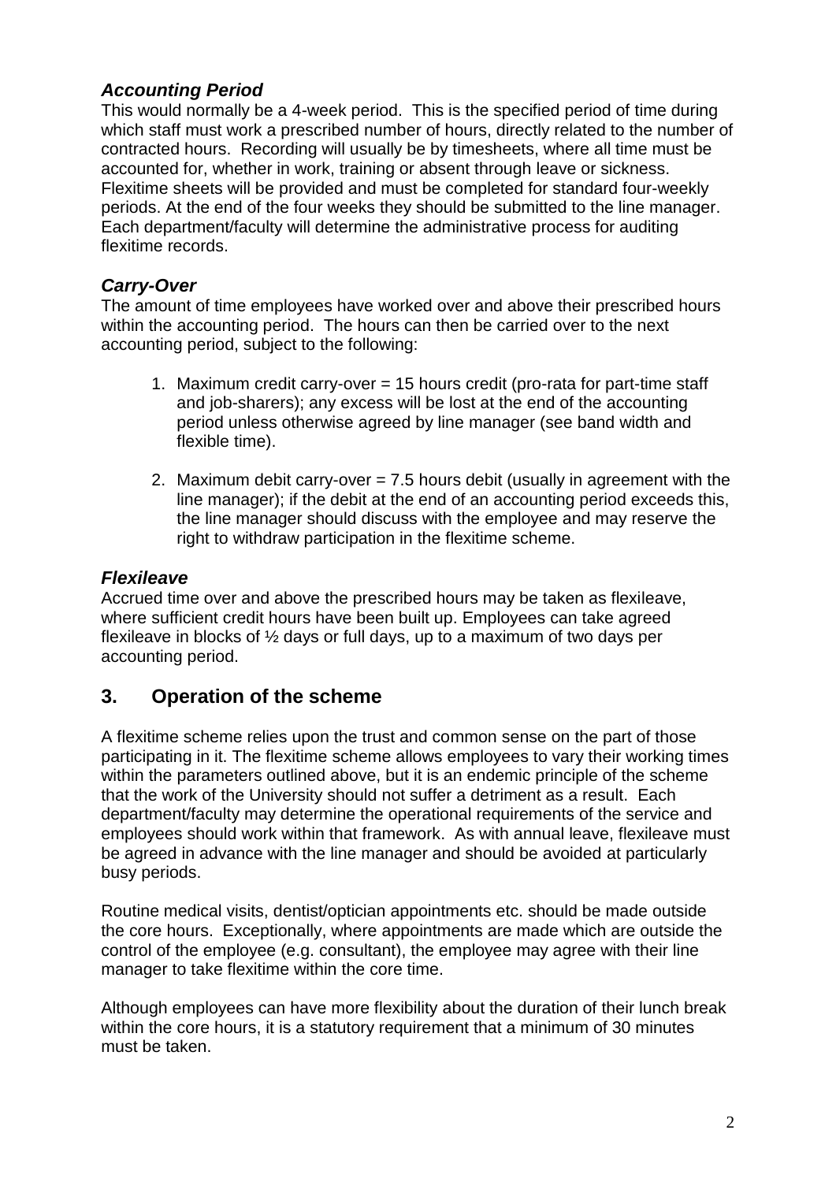### *Accounting Period*

This would normally be a 4-week period. This is the specified period of time during which staff must work a prescribed number of hours, directly related to the number of contracted hours. Recording will usually be by timesheets, where all time must be accounted for, whether in work, training or absent through leave or sickness. Flexitime sheets will be provided and must be completed for standard four-weekly periods. At the end of the four weeks they should be submitted to the line manager. Each department/faculty will determine the administrative process for auditing flexitime records.

### *Carry-Over*

The amount of time employees have worked over and above their prescribed hours within the accounting period. The hours can then be carried over to the next accounting period, subject to the following:

1. Maximum credit carry-over = 15 hours credit (pro-rata for part-time staff and job-sharers); any excess will be lost at the end of the accounting period unless otherwise agreed by line manager (see band width and flexible time).

2. Maximum debit carry-over = 7.5 hours debit (usually in agreement with the line manager); if the debit at the end of an accounting period exceeds this, the line manager should discuss with the employee and may reserve the right to withdraw participation in the flexitime scheme.

### *Flexileave*

Accrued time over and above the prescribed hours may be taken as flexileave, where sufficient credit hours have been built up. Employees can take agreed flexileave in blocks of ½ days or full days, up to a maximum of two days per accounting period.

## 3. Operation of the scheme

A flexitime scheme relies upon the trust and common sense on the part of those participating in it. The flexitime scheme allows employees to vary their working times within the parameters outlined above, but it is an endemic principle of the scheme that the work of the University should not suffer a detriment as a result. Each department/faculty may determine the operational requirements of the service and employees should work within that framework. As with annual leave, flexileave must be agreed in advance with the line manager and should be avoided at particularly busy periods.

Routine medical visits, dentist/optician appointments etc. should be made outside the core hours. Exceptionally, where appointments are made which are outside the control of the employee (e.g. consultant), the employee may agree with their line manager to take flexitime within the core time.

Although employees can have more flexibility about the duration of their lunch break within the core hours, it is a statutory requirement that a minimum of 30 minutes must be taken.